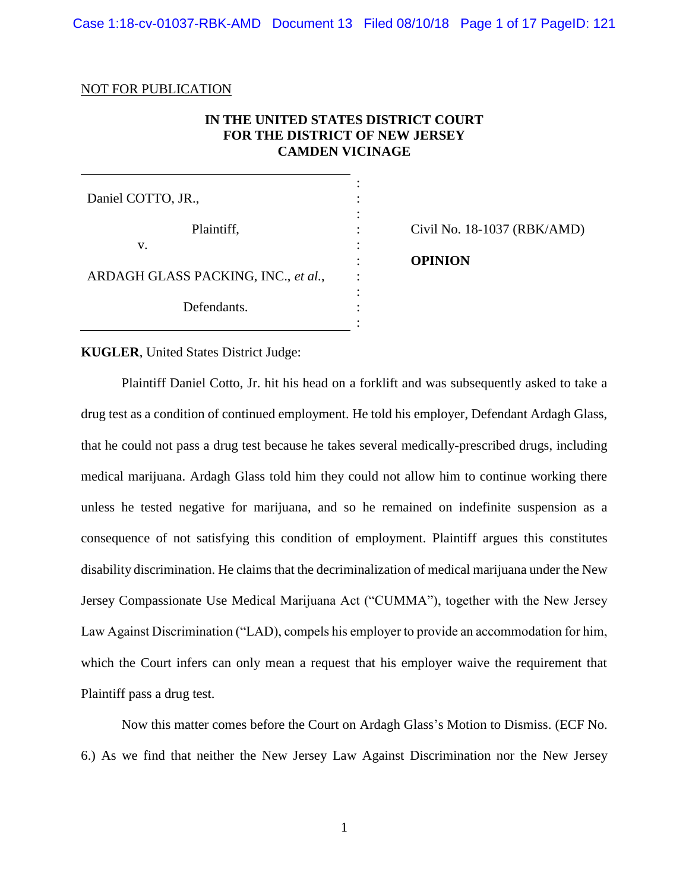NOT FOR PUBLICATION

**IN THE UNITED STATES DISTRICT COURT**
**FOR THE DISTRICT OF NEW JERSEY**
**CAMDEN VICINAGE**

| | |
|---|---|
| Daniel COTTO, JR., Plaintiff, v. ARDAGH GLASS PACKING, INC., *et al.*, Defendants. | Civil No. 18-1037 (RBK/AMD) **OPINION** |

**KUGLER**, United States District Judge:

Plaintiff Daniel Cotto, Jr. hit his head on a forklift and was subsequently asked to take a drug test as a condition of continued employment. He told his employer, Defendant Ardagh Glass, that he could not pass a drug test because he takes several medically-prescribed drugs, including medical marijuana. Ardagh Glass told him they could not allow him to continue working there unless he tested negative for marijuana, and so he remained on indefinite suspension as a consequence of not satisfying this condition of employment. Plaintiff argues this constitutes disability discrimination. He claims that the decriminalization of medical marijuana under the New Jersey Compassionate Use Medical Marijuana Act ("CUMMA"), together with the New Jersey Law Against Discrimination ("LAD), compels his employer to provide an accommodation for him, which the Court infers can only mean a request that his employer waive the requirement that Plaintiff pass a drug test.

Now this matter comes before the Court on Ardagh Glass's Motion to Dismiss. (ECF No. 6.) As we find that neither the New Jersey Law Against Discrimination nor the New Jersey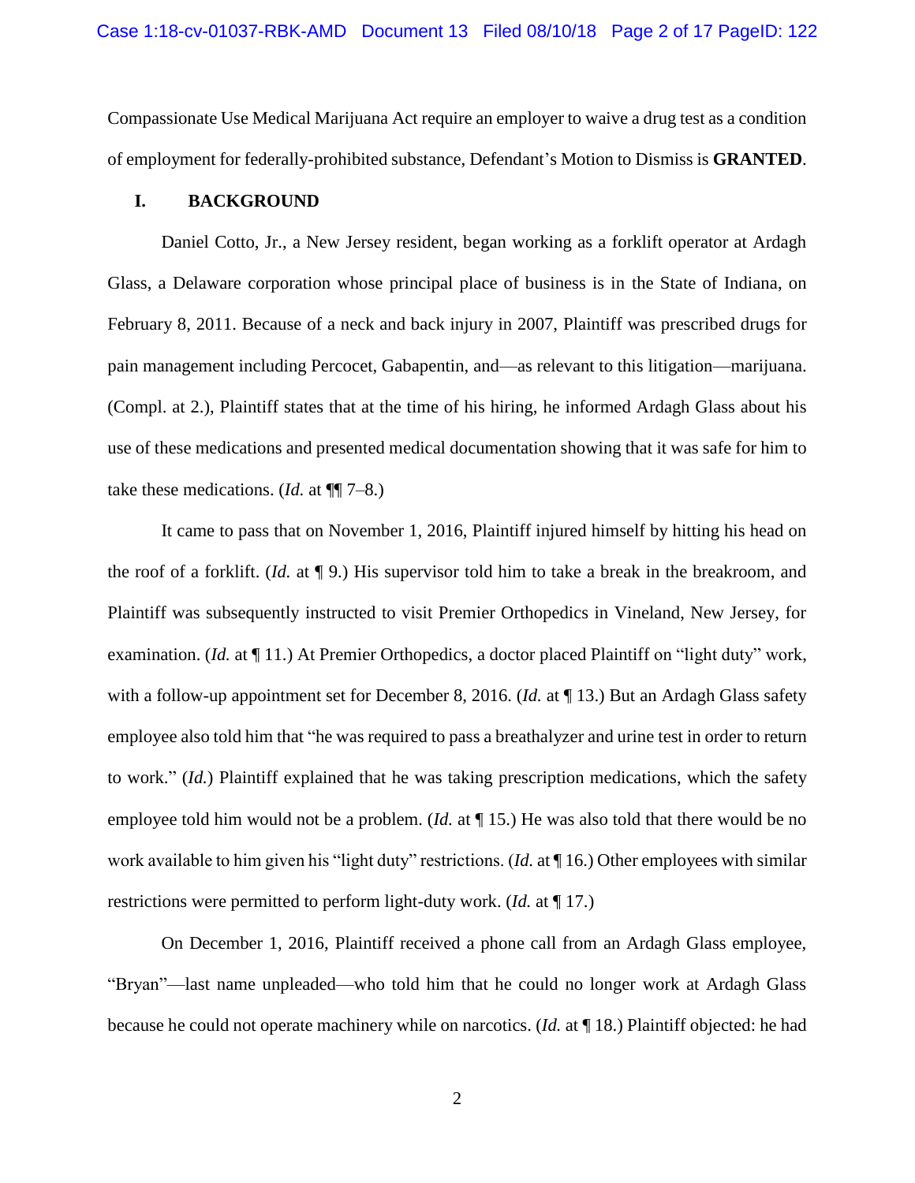Compassionate Use Medical Marijuana Act require an employer to waive a drug test as a condition of employment for federally-prohibited substance, Defendant's Motion to Dismiss is **GRANTED**.

## I. BACKGROUND

Daniel Cotto, Jr., a New Jersey resident, began working as a forklift operator at Ardagh Glass, a Delaware corporation whose principal place of business is in the State of Indiana, on February 8, 2011. Because of a neck and back injury in 2007, Plaintiff was prescribed drugs for pain management including Percocet, Gabapentin, and—as relevant to this litigation—marijuana. (Compl. at 2.), Plaintiff states that at the time of his hiring, he informed Ardagh Glass about his use of these medications and presented medical documentation showing that it was safe for him to take these medications. (*Id.* at ¶¶ 7–8.)

It came to pass that on November 1, 2016, Plaintiff injured himself by hitting his head on the roof of a forklift. (*Id.* at ¶ 9.) His supervisor told him to take a break in the breakroom, and Plaintiff was subsequently instructed to visit Premier Orthopedics in Vineland, New Jersey, for examination. (*Id.* at ¶ 11.) At Premier Orthopedics, a doctor placed Plaintiff on "light duty" work, with a follow-up appointment set for December 8, 2016. (*Id.* at ¶ 13.) But an Ardagh Glass safety employee also told him that "he was required to pass a breathalyzer and urine test in order to return to work." (*Id.*) Plaintiff explained that he was taking prescription medications, which the safety employee told him would not be a problem. (*Id.* at ¶ 15.) He was also told that there would be no work available to him given his "light duty" restrictions. (*Id.* at ¶ 16.) Other employees with similar restrictions were permitted to perform light-duty work. (*Id.* at ¶ 17.)

On December 1, 2016, Plaintiff received a phone call from an Ardagh Glass employee, "Bryan"—last name unpleaded—who told him that he could no longer work at Ardagh Glass because he could not operate machinery while on narcotics. (*Id.* at ¶ 18.) Plaintiff objected: he had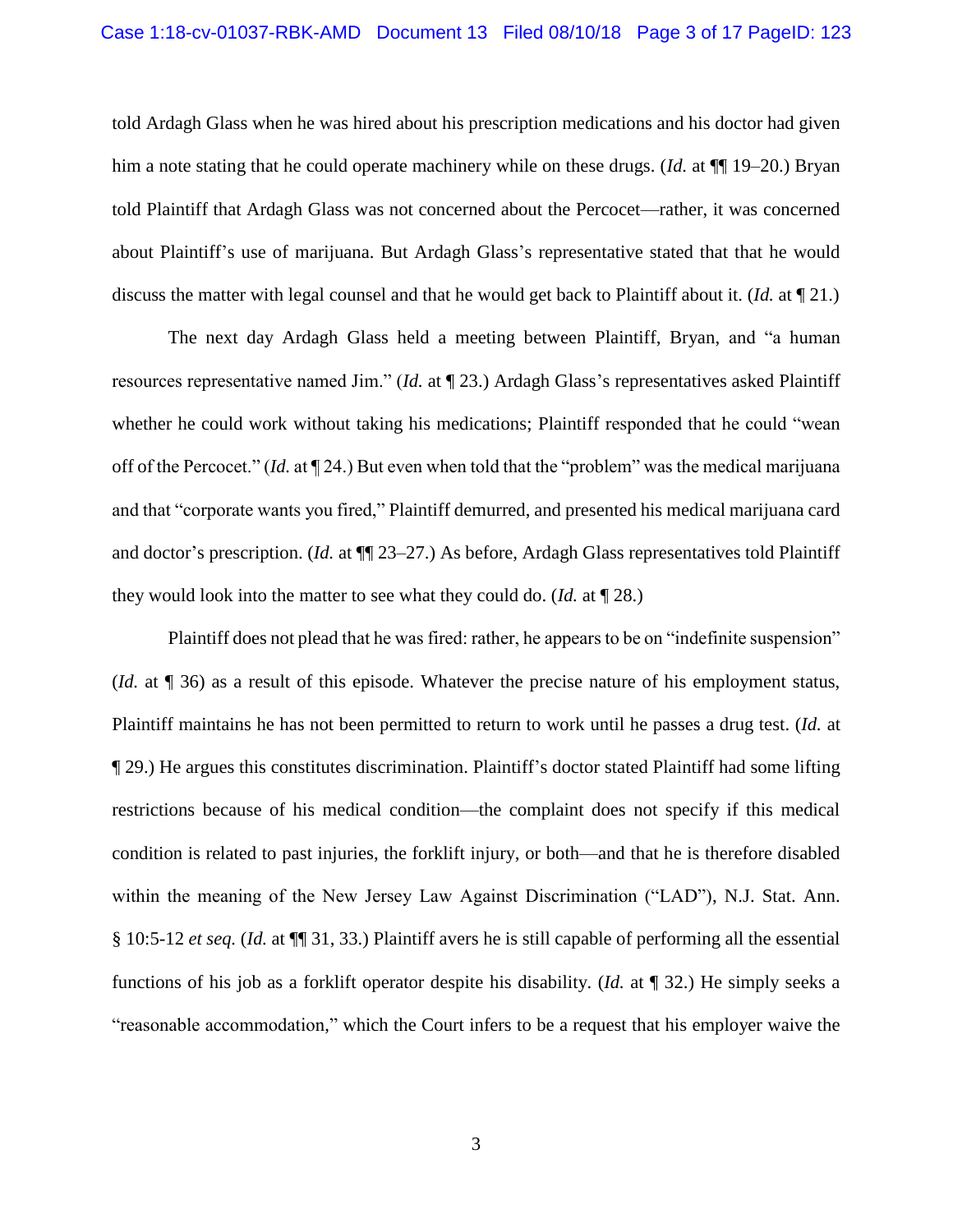told Ardagh Glass when he was hired about his prescription medications and his doctor had given him a note stating that he could operate machinery while on these drugs. (*Id.* at ¶¶ 19–20.) Bryan told Plaintiff that Ardagh Glass was not concerned about the Percocet—rather, it was concerned about Plaintiff's use of marijuana. But Ardagh Glass's representative stated that that he would discuss the matter with legal counsel and that he would get back to Plaintiff about it. (*Id.* at ¶ 21.)

The next day Ardagh Glass held a meeting between Plaintiff, Bryan, and "a human resources representative named Jim." (*Id.* at ¶ 23.) Ardagh Glass's representatives asked Plaintiff whether he could work without taking his medications; Plaintiff responded that he could "wean off of the Percocet." (*Id.* at ¶ 24.) But even when told that the "problem" was the medical marijuana and that "corporate wants you fired," Plaintiff demurred, and presented his medical marijuana card and doctor's prescription. (*Id.* at ¶¶ 23–27.) As before, Ardagh Glass representatives told Plaintiff they would look into the matter to see what they could do. (*Id.* at ¶ 28.)

Plaintiff does not plead that he was fired: rather, he appears to be on "indefinite suspension" (*Id.* at ¶ 36) as a result of this episode. Whatever the precise nature of his employment status, Plaintiff maintains he has not been permitted to return to work until he passes a drug test. (*Id.* at ¶ 29.) He argues this constitutes discrimination. Plaintiff's doctor stated Plaintiff had some lifting restrictions because of his medical condition—the complaint does not specify if this medical condition is related to past injuries, the forklift injury, or both—and that he is therefore disabled within the meaning of the New Jersey Law Against Discrimination ("LAD"), N.J. Stat. Ann. § 10:5-12 *et seq.* (*Id.* at ¶¶ 31, 33.) Plaintiff avers he is still capable of performing all the essential functions of his job as a forklift operator despite his disability. (*Id.* at ¶ 32.) He simply seeks a "reasonable accommodation," which the Court infers to be a request that his employer waive the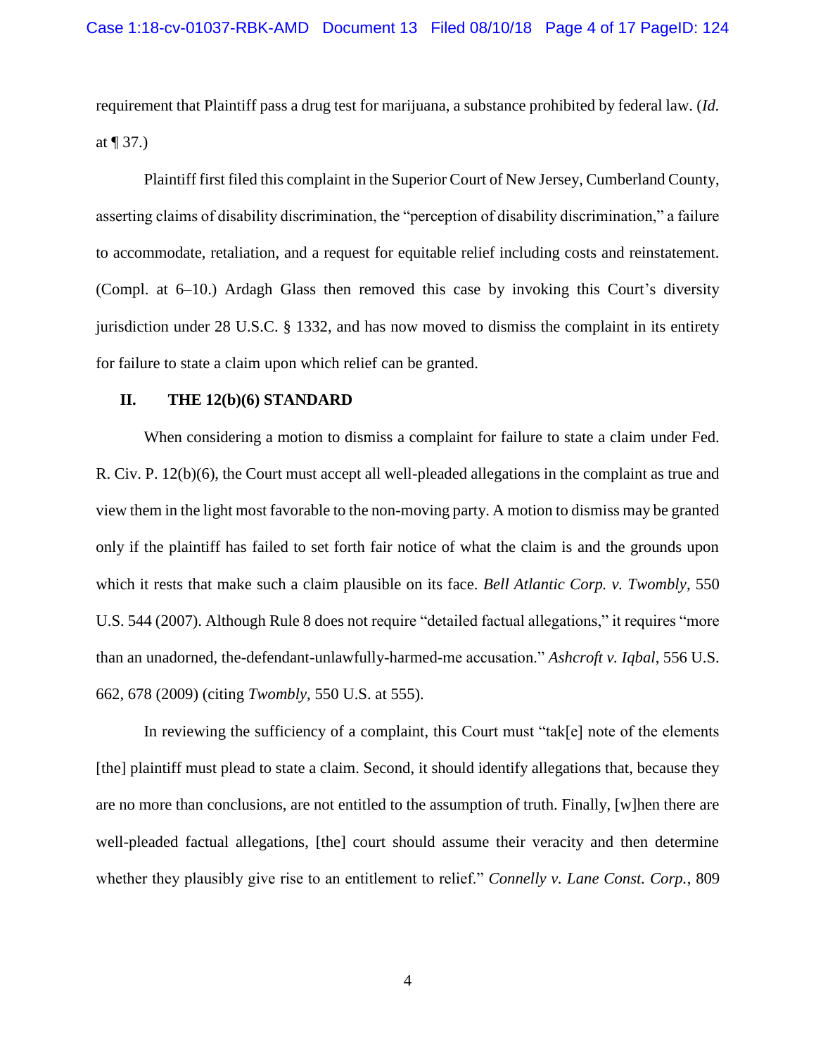requirement that Plaintiff pass a drug test for marijuana, a substance prohibited by federal law. (*Id.* at ¶ 37.)

Plaintiff first filed this complaint in the Superior Court of New Jersey, Cumberland County, asserting claims of disability discrimination, the "perception of disability discrimination," a failure to accommodate, retaliation, and a request for equitable relief including costs and reinstatement. (Compl. at 6–10.) Ardagh Glass then removed this case by invoking this Court's diversity jurisdiction under 28 U.S.C. § 1332, and has now moved to dismiss the complaint in its entirety for failure to state a claim upon which relief can be granted.

## II. THE 12(b)(6) STANDARD

When considering a motion to dismiss a complaint for failure to state a claim under Fed. R. Civ. P. 12(b)(6), the Court must accept all well-pleaded allegations in the complaint as true and view them in the light most favorable to the non-moving party. A motion to dismiss may be granted only if the plaintiff has failed to set forth fair notice of what the claim is and the grounds upon which it rests that make such a claim plausible on its face. *Bell Atlantic Corp. v. Twombly*, 550 U.S. 544 (2007). Although Rule 8 does not require "detailed factual allegations," it requires "more than an unadorned, the-defendant-unlawfully-harmed-me accusation." *Ashcroft v. Iqbal*, 556 U.S. 662, 678 (2009) (citing *Twombly*, 550 U.S. at 555).

In reviewing the sufficiency of a complaint, this Court must "tak[e] note of the elements [the] plaintiff must plead to state a claim. Second, it should identify allegations that, because they are no more than conclusions, are not entitled to the assumption of truth. Finally, [w]hen there are well-pleaded factual allegations, [the] court should assume their veracity and then determine whether they plausibly give rise to an entitlement to relief." *Connelly v. Lane Const. Corp.*, 809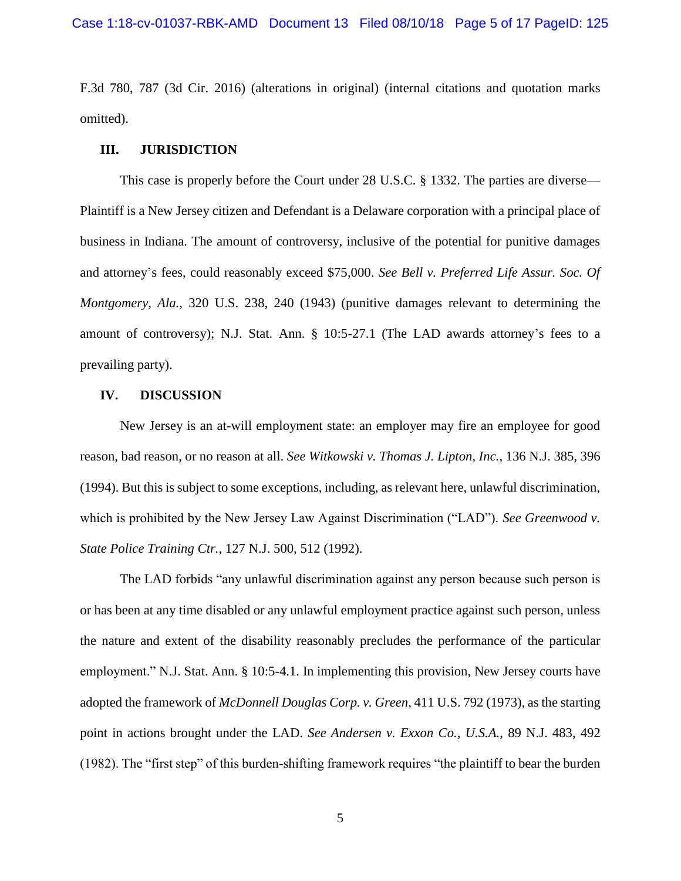F.3d 780, 787 (3d Cir. 2016) (alterations in original) (internal citations and quotation marks omitted).

## III. JURISDICTION

This case is properly before the Court under 28 U.S.C. § 1332. The parties are diverse—Plaintiff is a New Jersey citizen and Defendant is a Delaware corporation with a principal place of business in Indiana. The amount of controversy, inclusive of the potential for punitive damages and attorney's fees, could reasonably exceed $75,000. *See Bell v. Preferred Life Assur. Soc. Of Montgomery, Ala.*, 320 U.S. 238, 240 (1943) (punitive damages relevant to determining the amount of controversy); N.J. Stat. Ann. § 10:5-27.1 (The LAD awards attorney's fees to a prevailing party).

## IV. DISCUSSION

New Jersey is an at-will employment state: an employer may fire an employee for good reason, bad reason, or no reason at all. *See Witkowski v. Thomas J. Lipton, Inc.*, 136 N.J. 385, 396 (1994). But this is subject to some exceptions, including, as relevant here, unlawful discrimination, which is prohibited by the New Jersey Law Against Discrimination ("LAD"). *See Greenwood v. State Police Training Ctr.*, 127 N.J. 500, 512 (1992).

The LAD forbids "any unlawful discrimination against any person because such person is or has been at any time disabled or any unlawful employment practice against such person, unless the nature and extent of the disability reasonably precludes the performance of the particular employment." N.J. Stat. Ann. § 10:5-4.1. In implementing this provision, New Jersey courts have adopted the framework of *McDonnell Douglas Corp. v. Green*, 411 U.S. 792 (1973), as the starting point in actions brought under the LAD. *See Andersen v. Exxon Co., U.S.A.*, 89 N.J. 483, 492 (1982). The "first step" of this burden-shifting framework requires "the plaintiff to bear the burden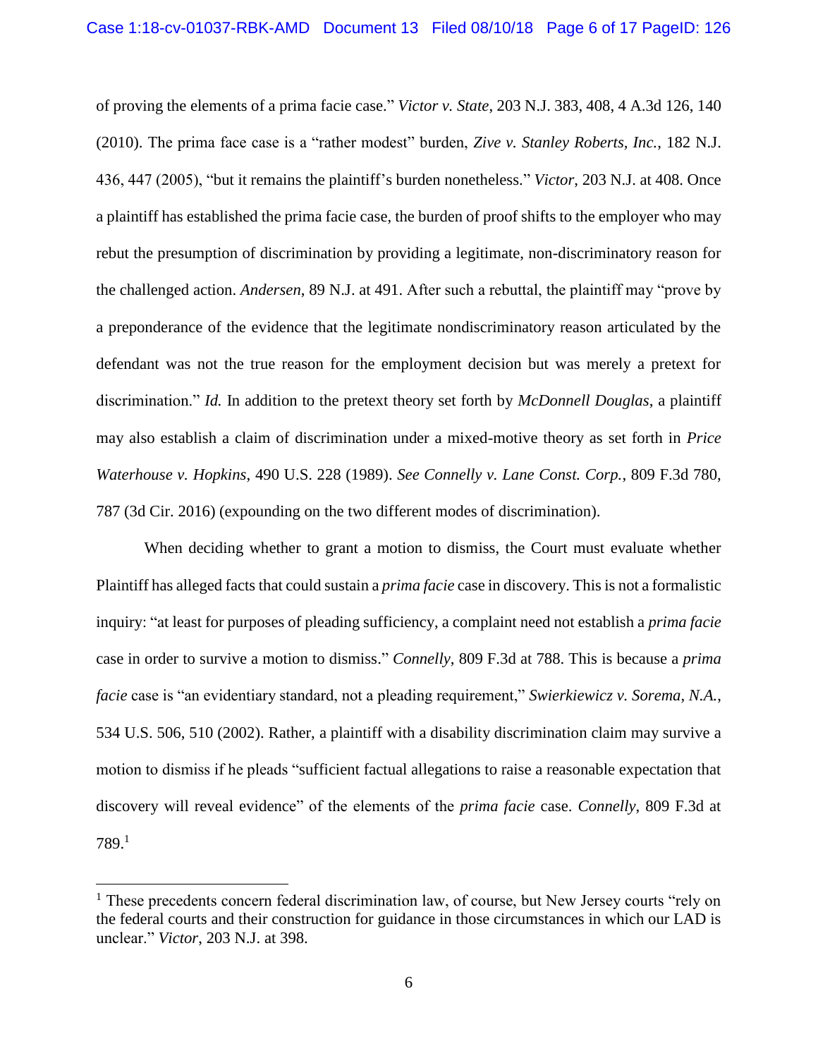of proving the elements of a prima facie case." *Victor v. State*, 203 N.J. 383, 408, 4 A.3d 126, 140 (2010). The prima face case is a "rather modest" burden, *Zive v. Stanley Roberts, Inc.*, 182 N.J. 436, 447 (2005), "but it remains the plaintiff's burden nonetheless." *Victor*, 203 N.J. at 408. Once a plaintiff has established the prima facie case, the burden of proof shifts to the employer who may rebut the presumption of discrimination by providing a legitimate, non-discriminatory reason for the challenged action. *Andersen*, 89 N.J. at 491. After such a rebuttal, the plaintiff may "prove by a preponderance of the evidence that the legitimate nondiscriminatory reason articulated by the defendant was not the true reason for the employment decision but was merely a pretext for discrimination." *Id.* In addition to the pretext theory set forth by *McDonnell Douglas*, a plaintiff may also establish a claim of discrimination under a mixed-motive theory as set forth in *Price Waterhouse v. Hopkins*, 490 U.S. 228 (1989). *See Connelly v. Lane Const. Corp.*, 809 F.3d 780, 787 (3d Cir. 2016) (expounding on the two different modes of discrimination).

When deciding whether to grant a motion to dismiss, the Court must evaluate whether Plaintiff has alleged facts that could sustain a *prima facie* case in discovery. This is not a formalistic inquiry: "at least for purposes of pleading sufficiency, a complaint need not establish a *prima facie* case in order to survive a motion to dismiss." *Connelly*, 809 F.3d at 788. This is because a *prima facie* case is "an evidentiary standard, not a pleading requirement," *Swierkiewicz v. Sorema, N.A.*, 534 U.S. 506, 510 (2002). Rather, a plaintiff with a disability discrimination claim may survive a motion to dismiss if he pleads "sufficient factual allegations to raise a reasonable expectation that discovery will reveal evidence" of the elements of the *prima facie* case. *Connelly*, 809 F.3d at 789.[1]

[1] These precedents concern federal discrimination law, of course, but New Jersey courts "rely on the federal courts and their construction for guidance in those circumstances in which our LAD is unclear." *Victor*, 203 N.J. at 398.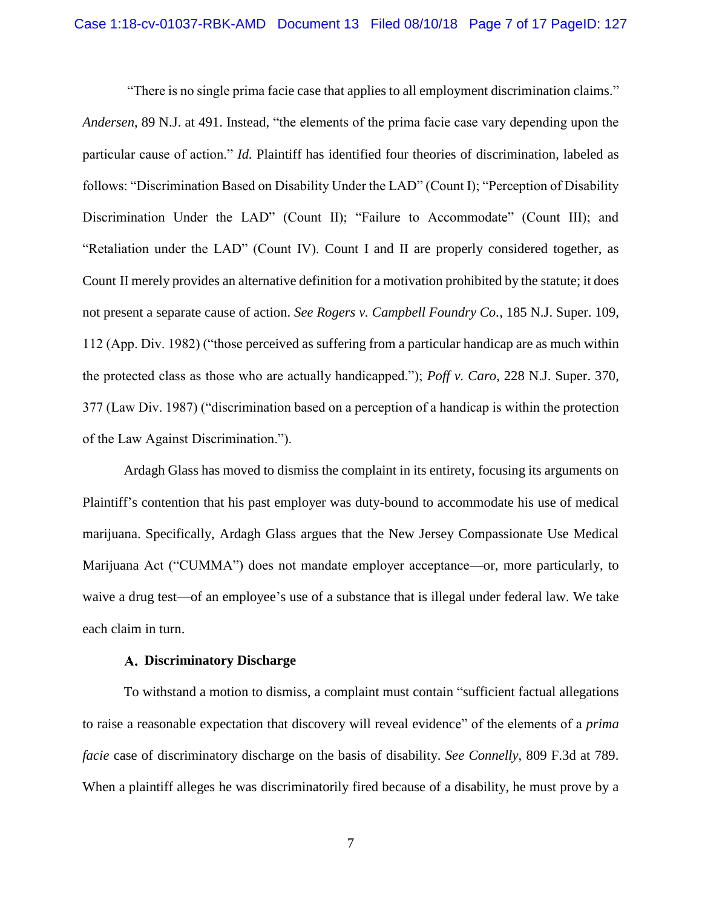"There is no single prima facie case that applies to all employment discrimination claims." *Andersen*, 89 N.J. at 491. Instead, "the elements of the prima facie case vary depending upon the particular cause of action." *Id.* Plaintiff has identified four theories of discrimination, labeled as follows: "Discrimination Based on Disability Under the LAD" (Count I); "Perception of Disability Discrimination Under the LAD" (Count II); "Failure to Accommodate" (Count III); and "Retaliation under the LAD" (Count IV). Count I and II are properly considered together, as Count II merely provides an alternative definition for a motivation prohibited by the statute; it does not present a separate cause of action. *See Rogers v. Campbell Foundry Co.*, 185 N.J. Super. 109, 112 (App. Div. 1982) ("those perceived as suffering from a particular handicap are as much within the protected class as those who are actually handicapped."); *Poff v. Caro*, 228 N.J. Super. 370, 377 (Law Div. 1987) ("discrimination based on a perception of a handicap is within the protection of the Law Against Discrimination.").

Ardagh Glass has moved to dismiss the complaint in its entirety, focusing its arguments on Plaintiff's contention that his past employer was duty-bound to accommodate his use of medical marijuana. Specifically, Ardagh Glass argues that the New Jersey Compassionate Use Medical Marijuana Act ("CUMMA") does not mandate employer acceptance—or, more particularly, to waive a drug test—of an employee's use of a substance that is illegal under federal law. We take each claim in turn.

### A. Discriminatory Discharge

To withstand a motion to dismiss, a complaint must contain "sufficient factual allegations to raise a reasonable expectation that discovery will reveal evidence" of the elements of a *prima facie* case of discriminatory discharge on the basis of disability. *See Connelly*, 809 F.3d at 789. When a plaintiff alleges he was discriminatorily fired because of a disability, he must prove by a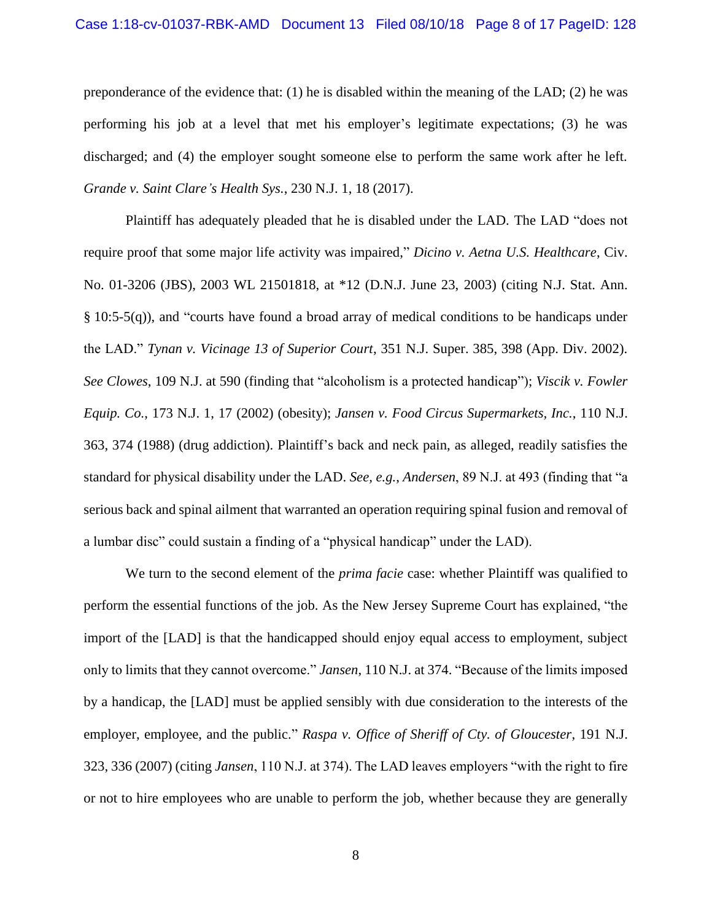preponderance of the evidence that: (1) he is disabled within the meaning of the LAD; (2) he was performing his job at a level that met his employer's legitimate expectations; (3) he was discharged; and (4) the employer sought someone else to perform the same work after he left. *Grande v. Saint Clare's Health Sys.*, 230 N.J. 1, 18 (2017).

Plaintiff has adequately pleaded that he is disabled under the LAD. The LAD "does not require proof that some major life activity was impaired," *Dicino v. Aetna U.S. Healthcare*, Civ. No. 01-3206 (JBS), 2003 WL 21501818, at *12 (D.N.J. June 23, 2003) (citing N.J. Stat. Ann. § 10:5-5(q)), and "courts have found a broad array of medical conditions to be handicaps under the LAD." *Tynan v. Vicinage 13 of Superior Court*, 351 N.J. Super. 385, 398 (App. Div. 2002). *See Clowes*, 109 N.J. at 590 (finding that "alcoholism is a protected handicap"); *Viscik v. Fowler Equip. Co.*, 173 N.J. 1, 17 (2002) (obesity); *Jansen v. Food Circus Supermarkets, Inc.*, 110 N.J. 363, 374 (1988) (drug addiction). Plaintiff's back and neck pain, as alleged, readily satisfies the standard for physical disability under the LAD. *See, e.g.*, *Andersen*, 89 N.J. at 493 (finding that "a serious back and spinal ailment that warranted an operation requiring spinal fusion and removal of a lumbar disc" could sustain a finding of a "physical handicap" under the LAD).

We turn to the second element of the *prima facie* case: whether Plaintiff was qualified to perform the essential functions of the job. As the New Jersey Supreme Court has explained, "the import of the [LAD] is that the handicapped should enjoy equal access to employment, subject only to limits that they cannot overcome." *Jansen*, 110 N.J. at 374. "Because of the limits imposed by a handicap, the [LAD] must be applied sensibly with due consideration to the interests of the employer, employee, and the public." *Raspa v. Office of Sheriff of Cty. of Gloucester*, 191 N.J. 323, 336 (2007) (citing *Jansen*, 110 N.J. at 374). The LAD leaves employers "with the right to fire or not to hire employees who are unable to perform the job, whether because they are generally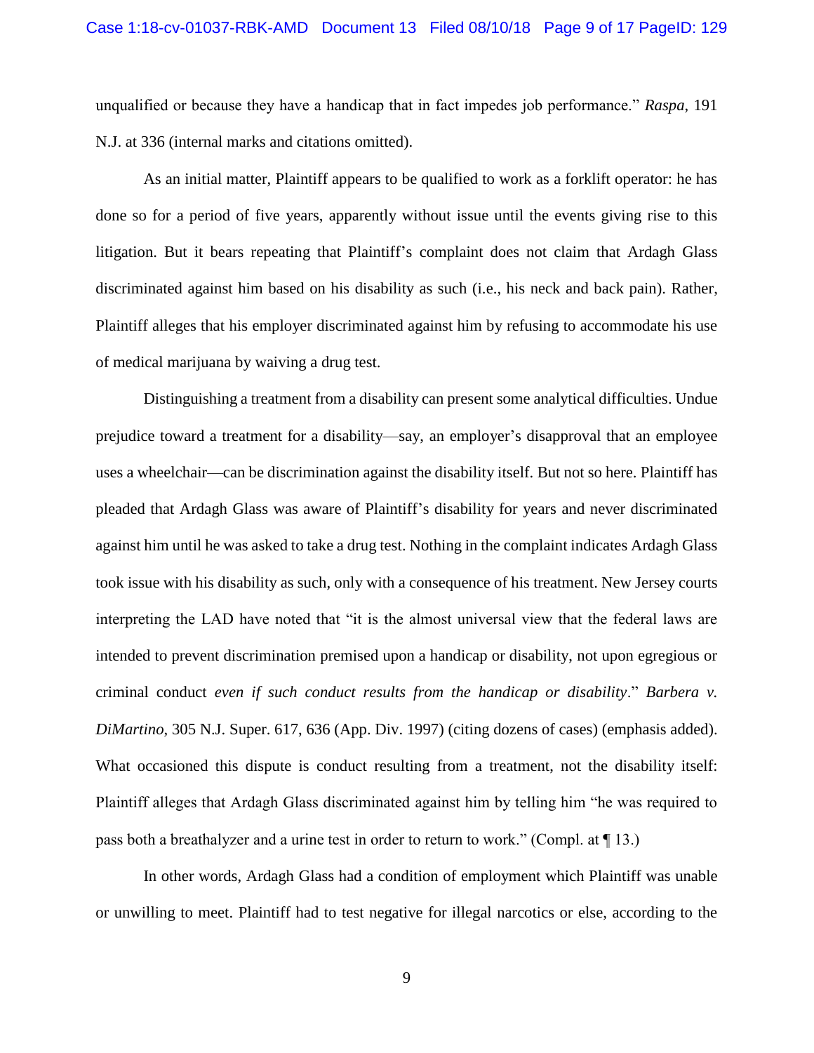unqualified or because they have a handicap that in fact impedes job performance." *Raspa*, 191 N.J. at 336 (internal marks and citations omitted).

As an initial matter, Plaintiff appears to be qualified to work as a forklift operator: he has done so for a period of five years, apparently without issue until the events giving rise to this litigation. But it bears repeating that Plaintiff's complaint does not claim that Ardagh Glass discriminated against him based on his disability as such (i.e., his neck and back pain). Rather, Plaintiff alleges that his employer discriminated against him by refusing to accommodate his use of medical marijuana by waiving a drug test.

Distinguishing a treatment from a disability can present some analytical difficulties. Undue prejudice toward a treatment for a disability—say, an employer's disapproval that an employee uses a wheelchair—can be discrimination against the disability itself. But not so here. Plaintiff has pleaded that Ardagh Glass was aware of Plaintiff's disability for years and never discriminated against him until he was asked to take a drug test. Nothing in the complaint indicates Ardagh Glass took issue with his disability as such, only with a consequence of his treatment. New Jersey courts interpreting the LAD have noted that "it is the almost universal view that the federal laws are intended to prevent discrimination premised upon a handicap or disability, not upon egregious or criminal conduct *even if such conduct results from the handicap or disability*." *Barbera v. DiMartino*, 305 N.J. Super. 617, 636 (App. Div. 1997) (citing dozens of cases) (emphasis added). What occasioned this dispute is conduct resulting from a treatment, not the disability itself: Plaintiff alleges that Ardagh Glass discriminated against him by telling him "he was required to pass both a breathalyzer and a urine test in order to return to work." (Compl. at ¶ 13.)

In other words, Ardagh Glass had a condition of employment which Plaintiff was unable or unwilling to meet. Plaintiff had to test negative for illegal narcotics or else, according to the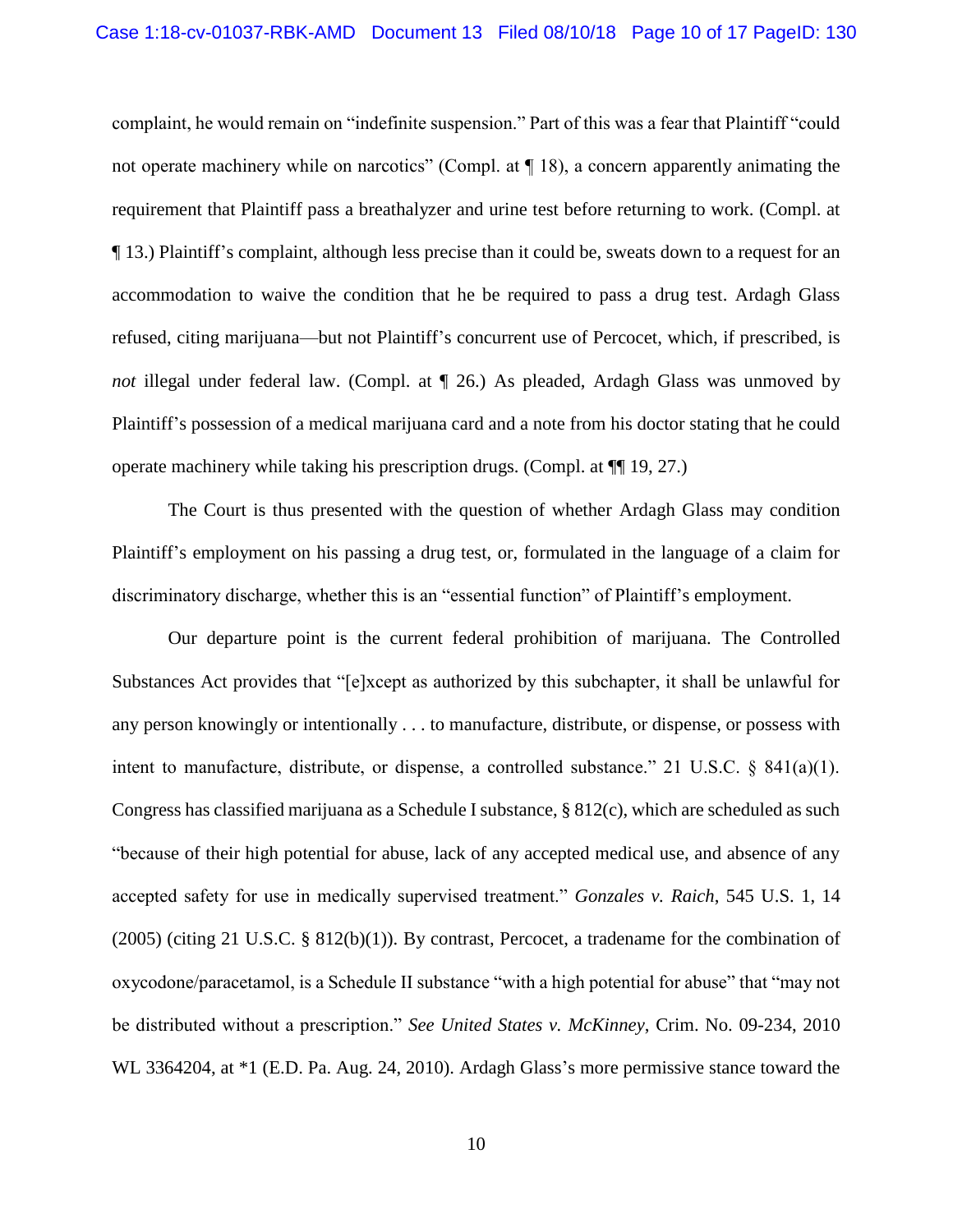complaint, he would remain on "indefinite suspension." Part of this was a fear that Plaintiff "could not operate machinery while on narcotics" (Compl. at ¶ 18), a concern apparently animating the requirement that Plaintiff pass a breathalyzer and urine test before returning to work. (Compl. at ¶ 13.) Plaintiff's complaint, although less precise than it could be, sweats down to a request for an accommodation to waive the condition that he be required to pass a drug test. Ardagh Glass refused, citing marijuana—but not Plaintiff's concurrent use of Percocet, which, if prescribed, is *not* illegal under federal law. (Compl. at ¶ 26.) As pleaded, Ardagh Glass was unmoved by Plaintiff's possession of a medical marijuana card and a note from his doctor stating that he could operate machinery while taking his prescription drugs. (Compl. at ¶¶ 19, 27.)

The Court is thus presented with the question of whether Ardagh Glass may condition Plaintiff's employment on his passing a drug test, or, formulated in the language of a claim for discriminatory discharge, whether this is an "essential function" of Plaintiff's employment.

Our departure point is the current federal prohibition of marijuana. The Controlled Substances Act provides that "[e]xcept as authorized by this subchapter, it shall be unlawful for any person knowingly or intentionally . . . to manufacture, distribute, or dispense, or possess with intent to manufacture, distribute, or dispense, a controlled substance." 21 U.S.C. § 841(a)(1). Congress has classified marijuana as a Schedule I substance, § 812(c), which are scheduled as such "because of their high potential for abuse, lack of any accepted medical use, and absence of any accepted safety for use in medically supervised treatment." *Gonzales v. Raich*, 545 U.S. 1, 14 (2005) (citing 21 U.S.C. § 812(b)(1)). By contrast, Percocet, a tradename for the combination of oxycodone/paracetamol, is a Schedule II substance "with a high potential for abuse" that "may not be distributed without a prescription." *See United States v. McKinney*, Crim. No. 09-234, 2010 WL 3364204, at *1 (E.D. Pa. Aug. 24, 2010). Ardagh Glass's more permissive stance toward the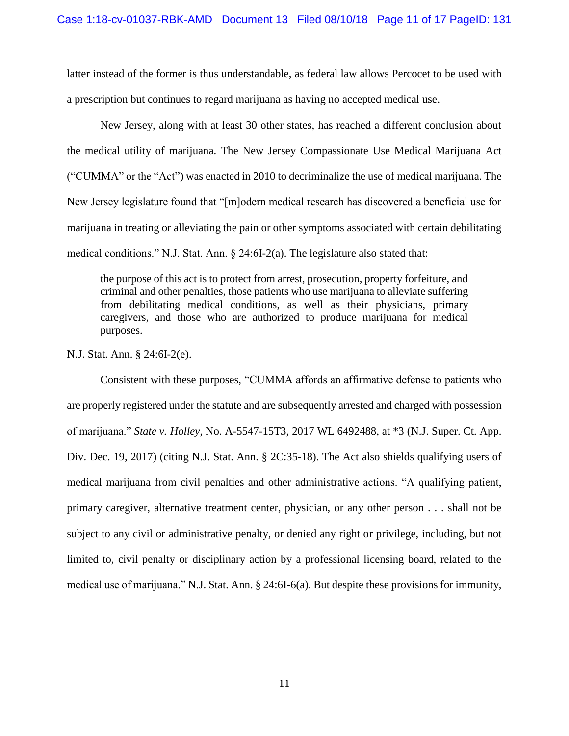latter instead of the former is thus understandable, as federal law allows Percocet to be used with a prescription but continues to regard marijuana as having no accepted medical use.

New Jersey, along with at least 30 other states, has reached a different conclusion about the medical utility of marijuana. The New Jersey Compassionate Use Medical Marijuana Act ("CUMMA" or the "Act") was enacted in 2010 to decriminalize the use of medical marijuana. The New Jersey legislature found that "[m]odern medical research has discovered a beneficial use for marijuana in treating or alleviating the pain or other symptoms associated with certain debilitating medical conditions." N.J. Stat. Ann. § 24:6I-2(a). The legislature also stated that:

> the purpose of this act is to protect from arrest, prosecution, property forfeiture, and criminal and other penalties, those patients who use marijuana to alleviate suffering from debilitating medical conditions, as well as their physicians, primary caregivers, and those who are authorized to produce marijuana for medical purposes.

N.J. Stat. Ann. § 24:6I-2(e).

Consistent with these purposes, "CUMMA affords an affirmative defense to patients who are properly registered under the statute and are subsequently arrested and charged with possession of marijuana." *State v. Holley*, No. A-5547-15T3, 2017 WL 6492488, at *3 (N.J. Super. Ct. App. Div. Dec. 19, 2017) (citing N.J. Stat. Ann. § 2C:35-18). The Act also shields qualifying users of medical marijuana from civil penalties and other administrative actions. "A qualifying patient, primary caregiver, alternative treatment center, physician, or any other person . . . shall not be subject to any civil or administrative penalty, or denied any right or privilege, including, but not limited to, civil penalty or disciplinary action by a professional licensing board, related to the medical use of marijuana." N.J. Stat. Ann. § 24:6I-6(a). But despite these provisions for immunity,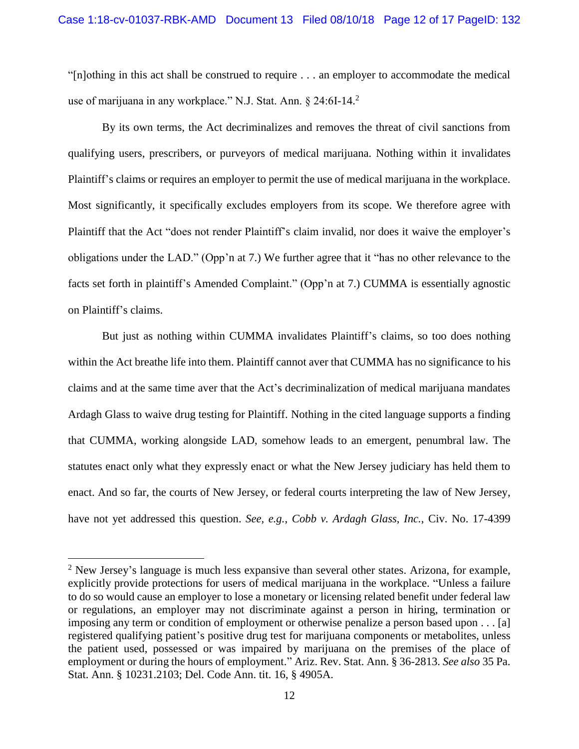"[n]othing in this act shall be construed to require . . . an employer to accommodate the medical use of marijuana in any workplace." N.J. Stat. Ann. § 24:6I-14.[2]

By its own terms, the Act decriminalizes and removes the threat of civil sanctions from qualifying users, prescribers, or purveyors of medical marijuana. Nothing within it invalidates Plaintiff's claims or requires an employer to permit the use of medical marijuana in the workplace. Most significantly, it specifically excludes employers from its scope. We therefore agree with Plaintiff that the Act "does not render Plaintiff's claim invalid, nor does it waive the employer's obligations under the LAD." (Opp'n at 7.) We further agree that it "has no other relevance to the facts set forth in plaintiff's Amended Complaint." (Opp'n at 7.) CUMMA is essentially agnostic on Plaintiff's claims.

But just as nothing within CUMMA invalidates Plaintiff's claims, so too does nothing within the Act breathe life into them. Plaintiff cannot aver that CUMMA has no significance to his claims and at the same time aver that the Act's decriminalization of medical marijuana mandates Ardagh Glass to waive drug testing for Plaintiff. Nothing in the cited language supports a finding that CUMMA, working alongside LAD, somehow leads to an emergent, penumbral law. The statutes enact only what they expressly enact or what the New Jersey judiciary has held them to enact. And so far, the courts of New Jersey, or federal courts interpreting the law of New Jersey, have not yet addressed this question. *See, e.g.*, *Cobb v. Ardagh Glass, Inc.*, Civ. No. 17-4399

[2] New Jersey's language is much less expansive than several other states. Arizona, for example, explicitly provide protections for users of medical marijuana in the workplace. "Unless a failure to do so would cause an employer to lose a monetary or licensing related benefit under federal law or regulations, an employer may not discriminate against a person in hiring, termination or imposing any term or condition of employment or otherwise penalize a person based upon . . . [a] registered qualifying patient's positive drug test for marijuana components or metabolites, unless the patient used, possessed or was impaired by marijuana on the premises of the place of employment or during the hours of employment." Ariz. Rev. Stat. Ann. § 36-2813. *See also* 35 Pa. Stat. Ann. § 10231.2103; Del. Code Ann. tit. 16, § 4905A.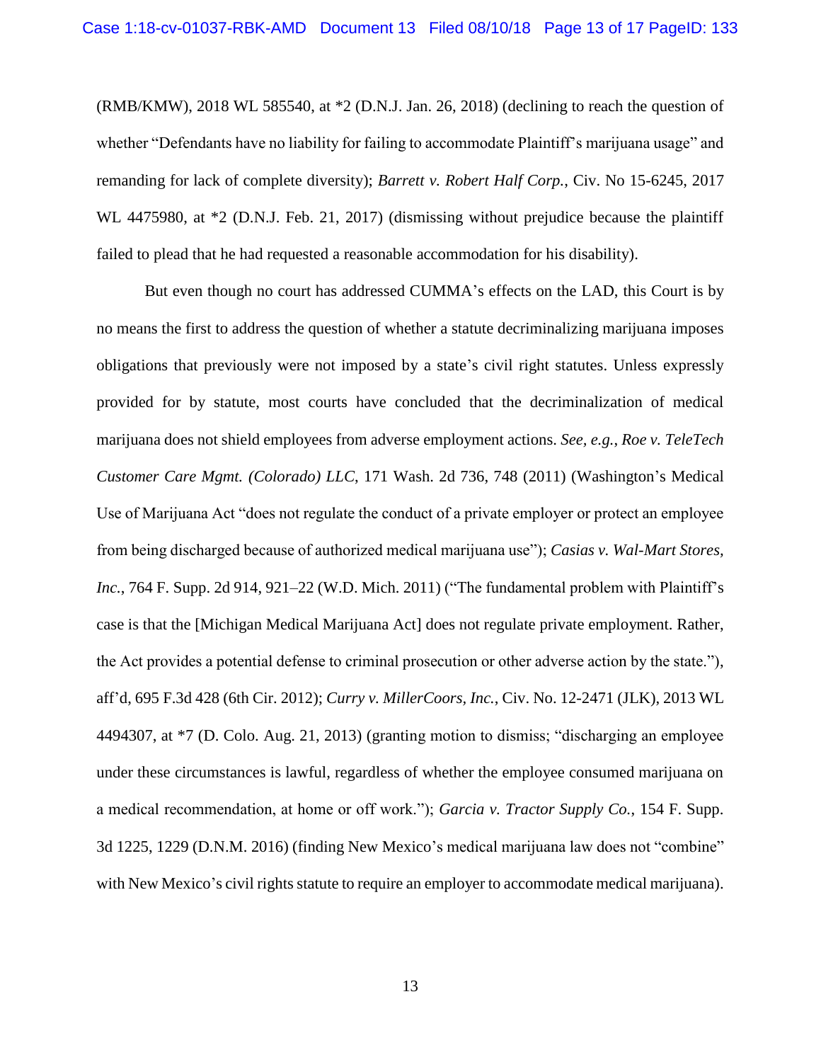(RMB/KMW), 2018 WL 585540, at *2 (D.N.J. Jan. 26, 2018) (declining to reach the question of whether "Defendants have no liability for failing to accommodate Plaintiff's marijuana usage" and remanding for lack of complete diversity); *Barrett v. Robert Half Corp.*, Civ. No 15-6245, 2017 WL 4475980, at *2 (D.N.J. Feb. 21, 2017) (dismissing without prejudice because the plaintiff failed to plead that he had requested a reasonable accommodation for his disability).

But even though no court has addressed CUMMA's effects on the LAD, this Court is by no means the first to address the question of whether a statute decriminalizing marijuana imposes obligations that previously were not imposed by a state's civil right statutes. Unless expressly provided for by statute, most courts have concluded that the decriminalization of medical marijuana does not shield employees from adverse employment actions. *See, e.g.*, *Roe v. TeleTech Customer Care Mgmt. (Colorado) LLC*, 171 Wash. 2d 736, 748 (2011) (Washington's Medical Use of Marijuana Act "does not regulate the conduct of a private employer or protect an employee from being discharged because of authorized medical marijuana use"); *Casias v. Wal-Mart Stores, Inc.*, 764 F. Supp. 2d 914, 921–22 (W.D. Mich. 2011) ("The fundamental problem with Plaintiff's case is that the [Michigan Medical Marijuana Act] does not regulate private employment. Rather, the Act provides a potential defense to criminal prosecution or other adverse action by the state."), aff'd, 695 F.3d 428 (6th Cir. 2012); *Curry v. MillerCoors, Inc.*, Civ. No. 12-2471 (JLK), 2013 WL 4494307, at *7 (D. Colo. Aug. 21, 2013) (granting motion to dismiss; "discharging an employee under these circumstances is lawful, regardless of whether the employee consumed marijuana on a medical recommendation, at home or off work."); *Garcia v. Tractor Supply Co.*, 154 F. Supp. 3d 1225, 1229 (D.N.M. 2016) (finding New Mexico's medical marijuana law does not "combine" with New Mexico's civil rights statute to require an employer to accommodate medical marijuana).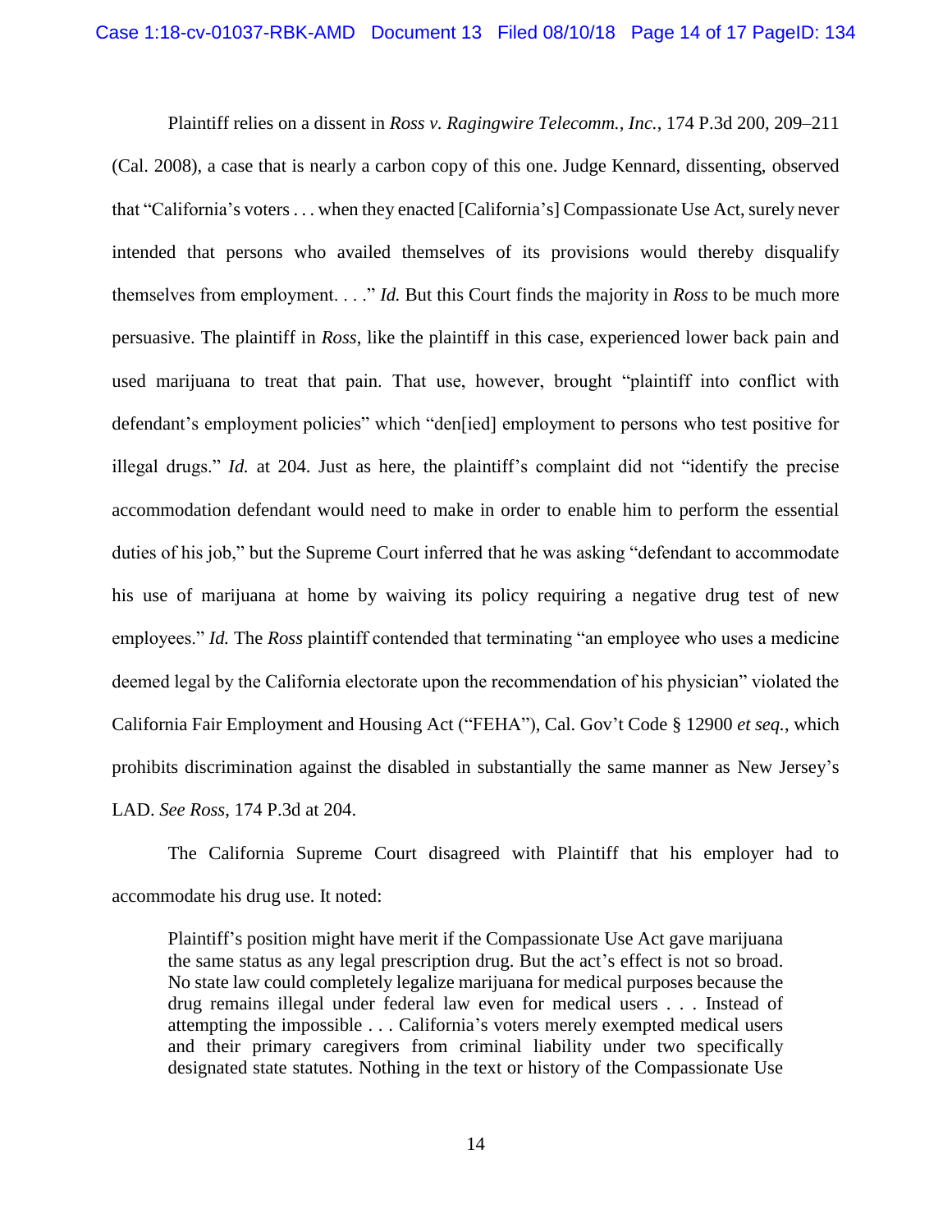Plaintiff relies on a dissent in *Ross v. Ragingwire Telecomm., Inc.*, 174 P.3d 200, 209–211 (Cal. 2008), a case that is nearly a carbon copy of this one. Judge Kennard, dissenting, observed that "California's voters . . . when they enacted [California's] Compassionate Use Act, surely never intended that persons who availed themselves of its provisions would thereby disqualify themselves from employment. . . ." *Id.* But this Court finds the majority in *Ross* to be much more persuasive. The plaintiff in *Ross*, like the plaintiff in this case, experienced lower back pain and used marijuana to treat that pain. That use, however, brought "plaintiff into conflict with defendant's employment policies" which "den[ied] employment to persons who test positive for illegal drugs." *Id.* at 204. Just as here, the plaintiff's complaint did not "identify the precise accommodation defendant would need to make in order to enable him to perform the essential duties of his job," but the Supreme Court inferred that he was asking "defendant to accommodate his use of marijuana at home by waiving its policy requiring a negative drug test of new employees." *Id.* The *Ross* plaintiff contended that terminating "an employee who uses a medicine deemed legal by the California electorate upon the recommendation of his physician" violated the California Fair Employment and Housing Act ("FEHA"), Cal. Gov't Code § 12900 *et seq.*, which prohibits discrimination against the disabled in substantially the same manner as New Jersey's LAD. *See Ross*, 174 P.3d at 204.

The California Supreme Court disagreed with Plaintiff that his employer had to accommodate his drug use. It noted:

> Plaintiff's position might have merit if the Compassionate Use Act gave marijuana the same status as any legal prescription drug. But the act's effect is not so broad. No state law could completely legalize marijuana for medical purposes because the drug remains illegal under federal law even for medical users . . . Instead of attempting the impossible . . . California's voters merely exempted medical users and their primary caregivers from criminal liability under two specifically designated state statutes. Nothing in the text or history of the Compassionate Use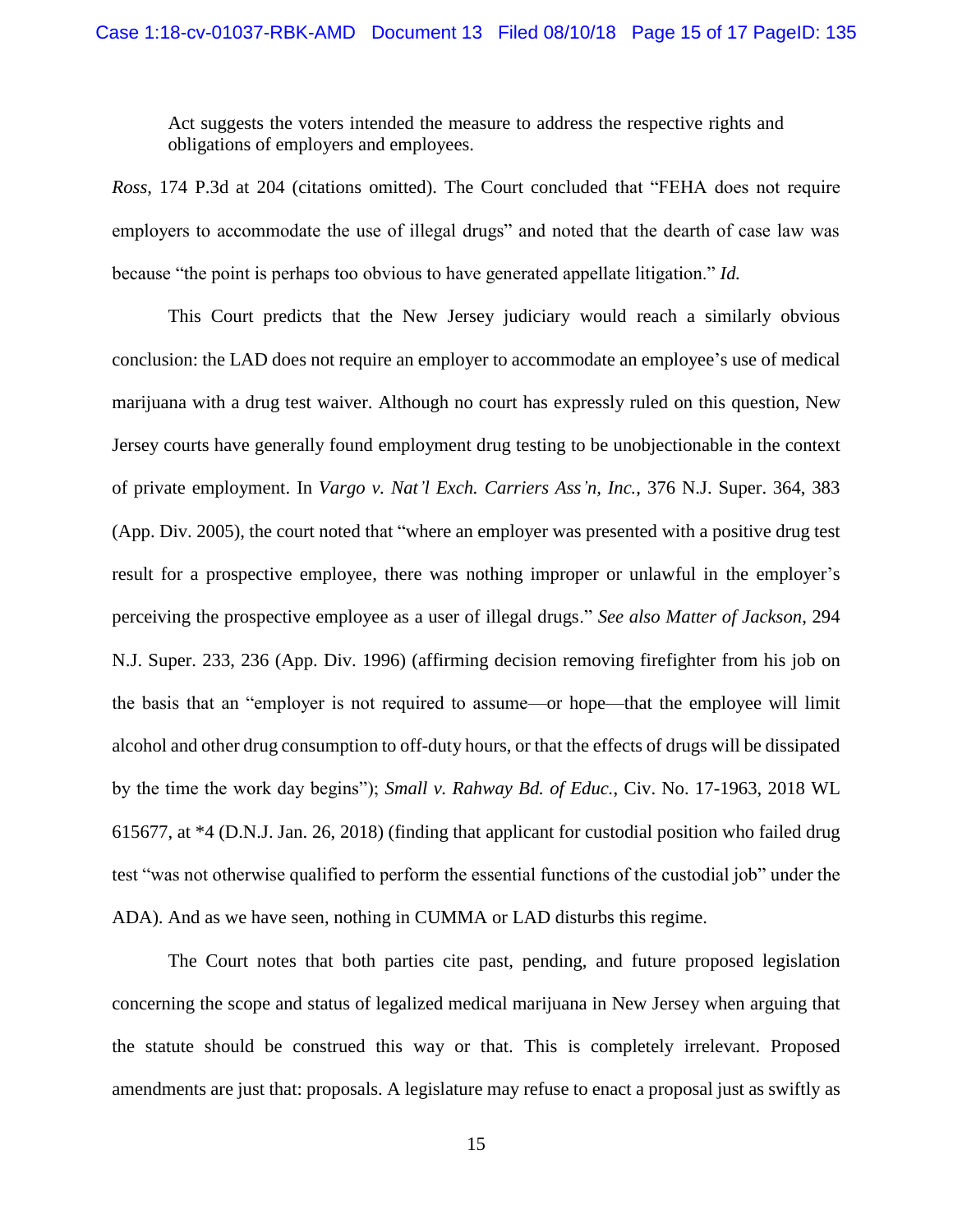> Act suggests the voters intended the measure to address the respective rights and obligations of employers and employees.

*Ross*, 174 P.3d at 204 (citations omitted). The Court concluded that "FEHA does not require employers to accommodate the use of illegal drugs" and noted that the dearth of case law was because "the point is perhaps too obvious to have generated appellate litigation." *Id.*

This Court predicts that the New Jersey judiciary would reach a similarly obvious conclusion: the LAD does not require an employer to accommodate an employee's use of medical marijuana with a drug test waiver. Although no court has expressly ruled on this question, New Jersey courts have generally found employment drug testing to be unobjectionable in the context of private employment. In *Vargo v. Nat'l Exch. Carriers Ass'n, Inc.*, 376 N.J. Super. 364, 383 (App. Div. 2005), the court noted that "where an employer was presented with a positive drug test result for a prospective employee, there was nothing improper or unlawful in the employer's perceiving the prospective employee as a user of illegal drugs." *See also Matter of Jackson*, 294 N.J. Super. 233, 236 (App. Div. 1996) (affirming decision removing firefighter from his job on the basis that an "employer is not required to assume—or hope—that the employee will limit alcohol and other drug consumption to off-duty hours, or that the effects of drugs will be dissipated by the time the work day begins"); *Small v. Rahway Bd. of Educ.*, Civ. No. 17-1963, 2018 WL 615677, at *4 (D.N.J. Jan. 26, 2018) (finding that applicant for custodial position who failed drug test "was not otherwise qualified to perform the essential functions of the custodial job" under the ADA). And as we have seen, nothing in CUMMA or LAD disturbs this regime.

The Court notes that both parties cite past, pending, and future proposed legislation concerning the scope and status of legalized medical marijuana in New Jersey when arguing that the statute should be construed this way or that. This is completely irrelevant. Proposed amendments are just that: proposals. A legislature may refuse to enact a proposal just as swiftly as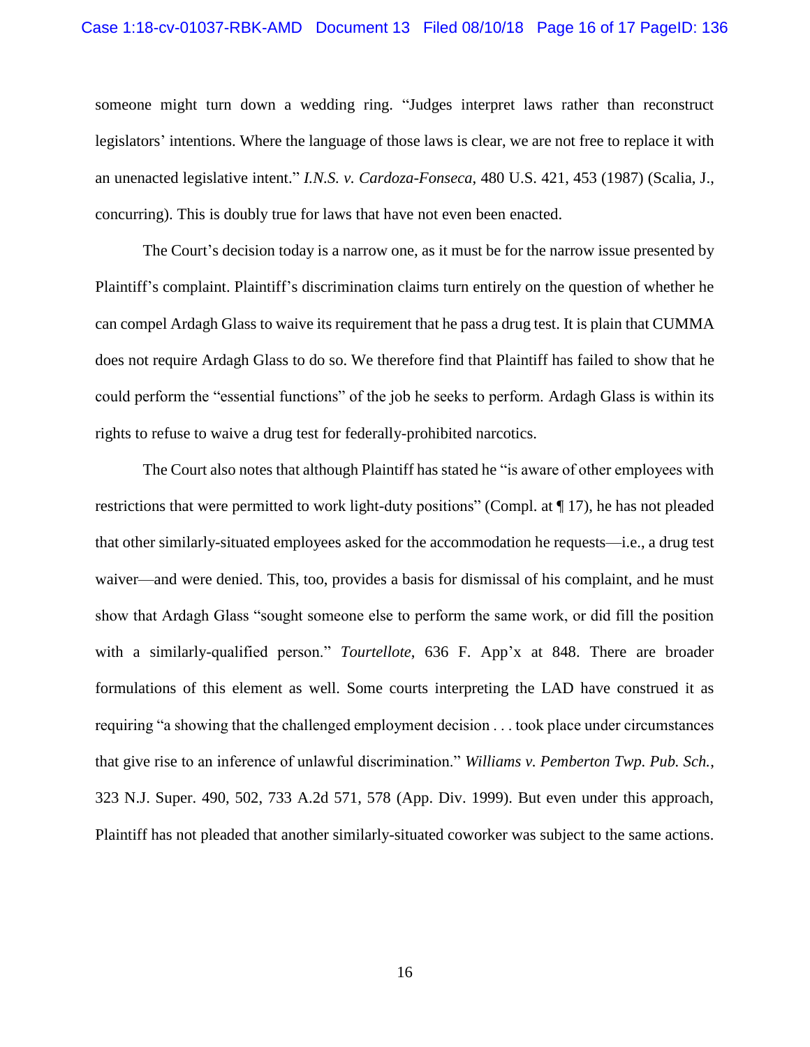someone might turn down a wedding ring. "Judges interpret laws rather than reconstruct legislators' intentions. Where the language of those laws is clear, we are not free to replace it with an unenacted legislative intent." *I.N.S. v. Cardoza-Fonseca*, 480 U.S. 421, 453 (1987) (Scalia, J., concurring). This is doubly true for laws that have not even been enacted.

The Court's decision today is a narrow one, as it must be for the narrow issue presented by Plaintiff's complaint. Plaintiff's discrimination claims turn entirely on the question of whether he can compel Ardagh Glass to waive its requirement that he pass a drug test. It is plain that CUMMA does not require Ardagh Glass to do so. We therefore find that Plaintiff has failed to show that he could perform the "essential functions" of the job he seeks to perform. Ardagh Glass is within its rights to refuse to waive a drug test for federally-prohibited narcotics.

The Court also notes that although Plaintiff has stated he "is aware of other employees with restrictions that were permitted to work light-duty positions" (Compl. at ¶ 17), he has not pleaded that other similarly-situated employees asked for the accommodation he requests—i.e., a drug test waiver—and were denied. This, too, provides a basis for dismissal of his complaint, and he must show that Ardagh Glass "sought someone else to perform the same work, or did fill the position with a similarly-qualified person." *Tourtellote*, 636 F. App'x at 848. There are broader formulations of this element as well. Some courts interpreting the LAD have construed it as requiring "a showing that the challenged employment decision . . . took place under circumstances that give rise to an inference of unlawful discrimination." *Williams v. Pemberton Twp. Pub. Sch.*, 323 N.J. Super. 490, 502, 733 A.2d 571, 578 (App. Div. 1999). But even under this approach, Plaintiff has not pleaded that another similarly-situated coworker was subject to the same actions.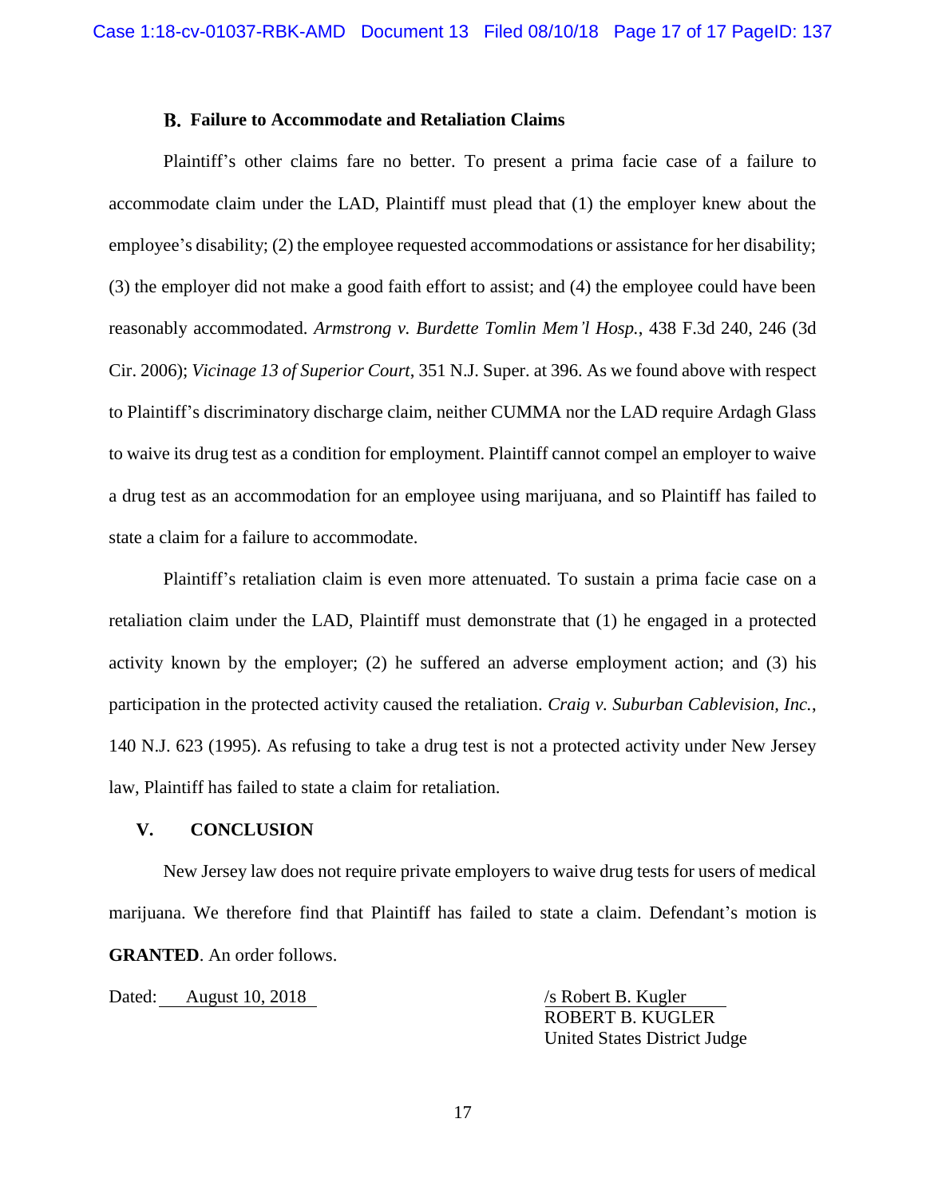### B. Failure to Accommodate and Retaliation Claims

Plaintiff's other claims fare no better. To present a prima facie case of a failure to accommodate claim under the LAD, Plaintiff must plead that (1) the employer knew about the employee's disability; (2) the employee requested accommodations or assistance for her disability; (3) the employer did not make a good faith effort to assist; and (4) the employee could have been reasonably accommodated. *Armstrong v. Burdette Tomlin Mem'l Hosp.*, 438 F.3d 240, 246 (3d Cir. 2006); *Vicinage 13 of Superior Court*, 351 N.J. Super. at 396. As we found above with respect to Plaintiff's discriminatory discharge claim, neither CUMMA nor the LAD require Ardagh Glass to waive its drug test as a condition for employment. Plaintiff cannot compel an employer to waive a drug test as an accommodation for an employee using marijuana, and so Plaintiff has failed to state a claim for a failure to accommodate.

Plaintiff's retaliation claim is even more attenuated. To sustain a prima facie case on a retaliation claim under the LAD, Plaintiff must demonstrate that (1) he engaged in a protected activity known by the employer; (2) he suffered an adverse employment action; and (3) his participation in the protected activity caused the retaliation. *Craig v. Suburban Cablevision, Inc.*, 140 N.J. 623 (1995). As refusing to take a drug test is not a protected activity under New Jersey law, Plaintiff has failed to state a claim for retaliation.

## V. CONCLUSION

New Jersey law does not require private employers to waive drug tests for users of medical marijuana. We therefore find that Plaintiff has failed to state a claim. Defendant's motion is **GRANTED**. An order follows.

Dated: August 10, 2018

/s Robert B. Kugler
ROBERT B. KUGLER
United States District Judge